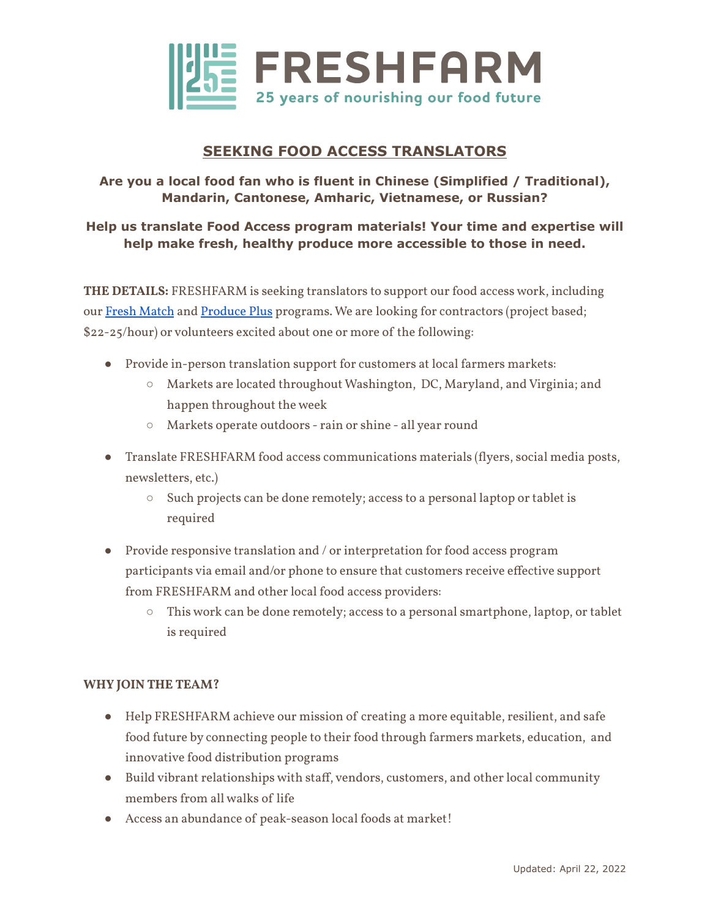# FRESHFARM

25 years of nourishing our food future

## SEEKING FOOD ACCESS TRANSLATORS

**Are you a local food fan who is fluent in Chinese (Simplified / Traditional), Mandarin, Cantonese, Amharic, Vietnamese, or Russian?**

**Help us translate Food Access program materials! Your time and expertise will help make fresh, healthy produce more accessible to those in need.**

**THE DETAILS:** FRESHFARM is seeking translators to support our food access work, including our Fresh Match and Produce Plus programs. We are looking for contractors (project based; $22-25/hour) or volunteers excited about one or more of the following:

- Provide in-person translation support for customers at local farmers markets:
  - Markets are located throughout Washington, DC, Maryland, and Virginia; and happen throughout the week
  - Markets operate outdoors - rain or shine - all year round
- Translate FRESHFARM food access communications materials (flyers, social media posts, newsletters, etc.)
  - Such projects can be done remotely; access to a personal laptop or tablet is required
- Provide responsive translation and / or interpretation for food access program participants via email and/or phone to ensure that customers receive effective support from FRESHFARM and other local food access providers:
  - This work can be done remotely; access to a personal smartphone, laptop, or tablet is required

**WHY JOIN THE TEAM?**

- Help FRESHFARM achieve our mission of creating a more equitable, resilient, and safe food future by connecting people to their food through farmers markets, education, and innovative food distribution programs
- Build vibrant relationships with staff, vendors, customers, and other local community members from all walks of life
- Access an abundance of peak-season local foods at market!

Updated: April 22, 2022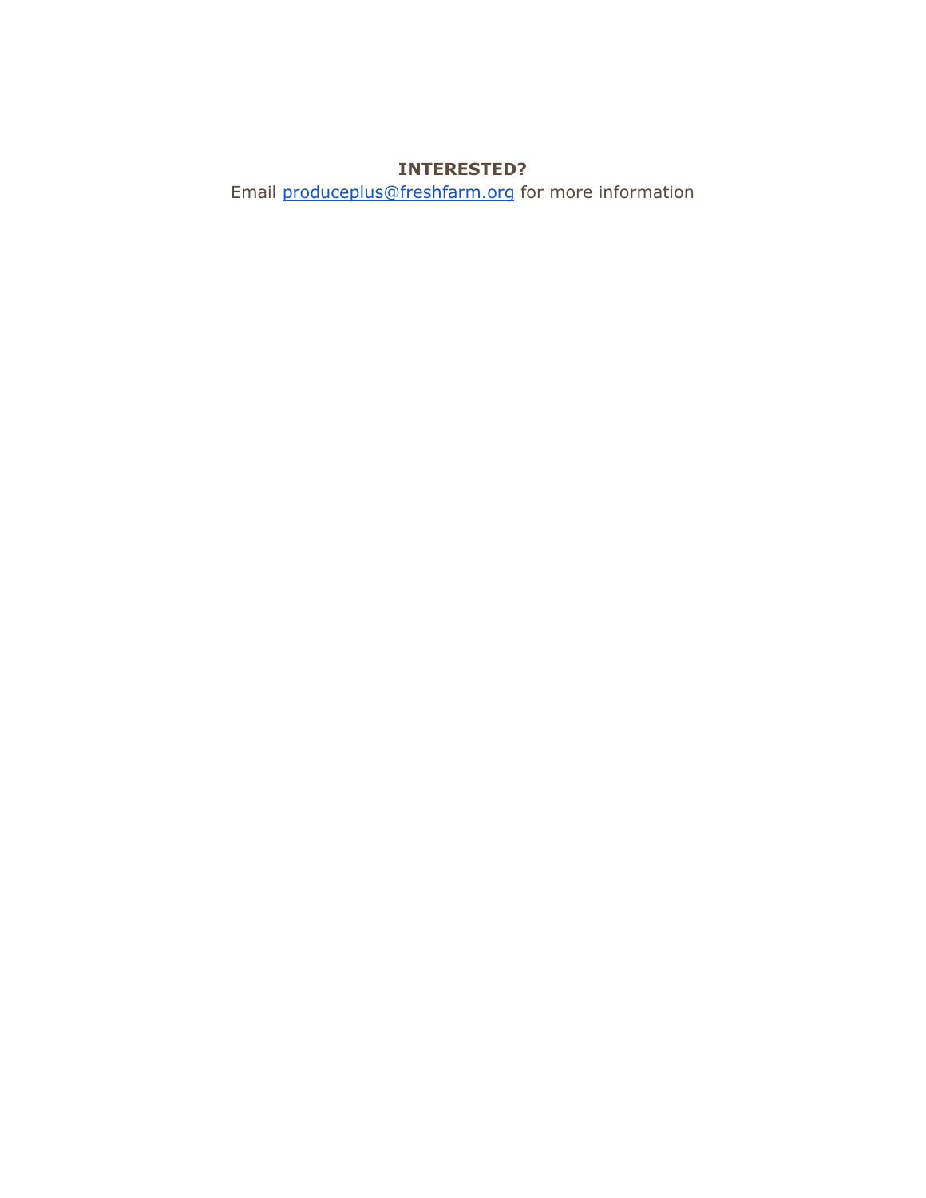**INTERESTED?**

Email produceplus@freshfarm.org for more information